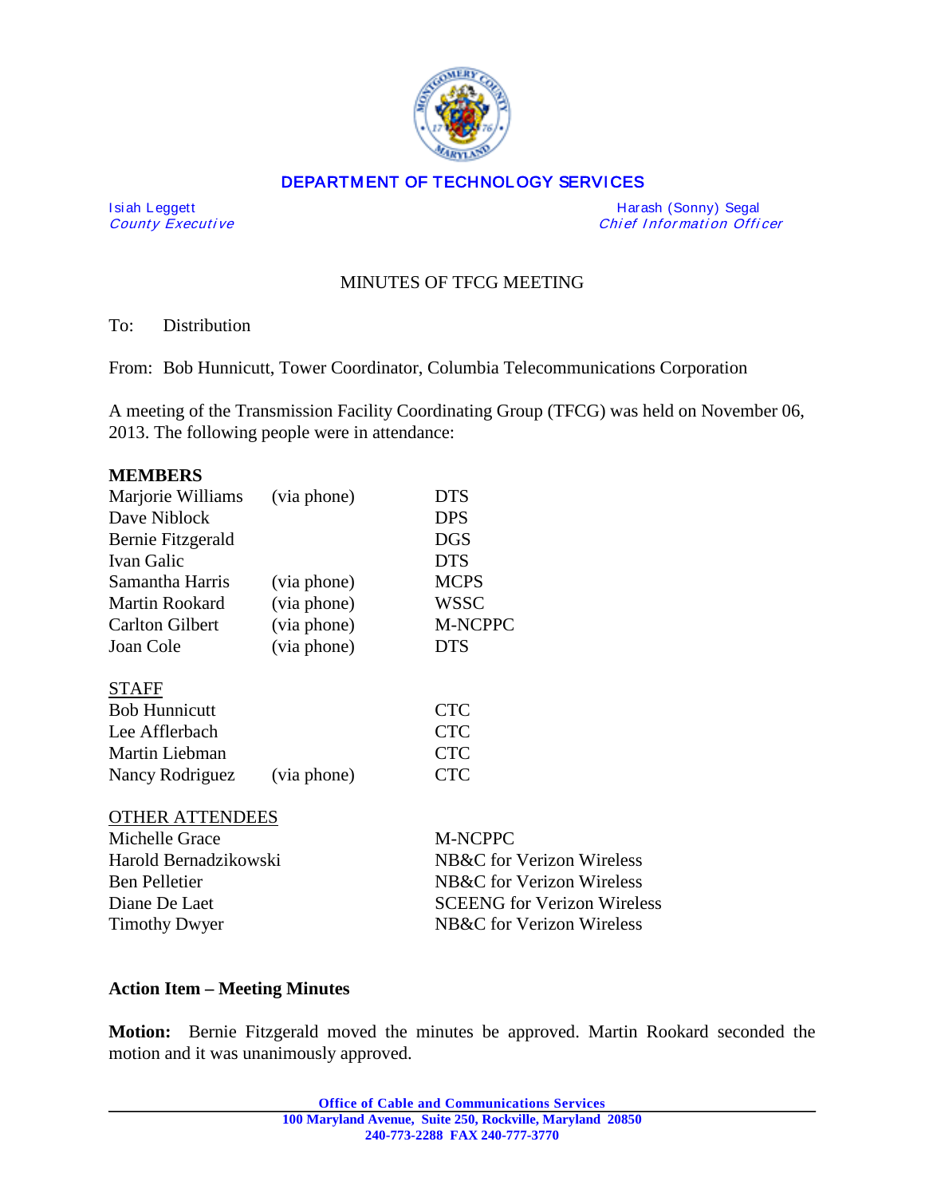**DEPARTMENT OF TECHNOLOGY SERVICES**

Isiah Leggett
*County Executive*

Harash (Sonny) Segal
*Chief Information Officer*

## MINUTES OF TFCG MEETING

To: Distribution

From: Bob Hunnicutt, Tower Coordinator, Columbia Telecommunications Corporation

A meeting of the Transmission Facility Coordinating Group (TFCG) was held on November 06, 2013. The following people were in attendance:

**MEMBERS**

| | | |
|---|---|---|
| Marjorie Williams | (via phone) | DTS |
| Dave Niblock | | DPS |
| Bernie Fitzgerald | | DGS |
| Ivan Galic | | DTS |
| Samantha Harris | (via phone) | MCPS |
| Martin Rookard | (via phone) | WSSC |
| Carlton Gilbert | (via phone) | M-NCPPC |
| Joan Cole | (via phone) | DTS |

STAFF

| | | |
|---|---|---|
| Bob Hunnicutt | | CTC |
| Lee Afflerbach | | CTC |
| Martin Liebman | | CTC |
| Nancy Rodriguez | (via phone) | CTC |

OTHER ATTENDEES

| | |
|---|---|
| Michelle Grace | M-NCPPC |
| Harold Bernadzikowski | NB&C for Verizon Wireless |
| Ben Pelletier | NB&C for Verizon Wireless |
| Diane De Laet | SCEENG for Verizon Wireless |
| Timothy Dwyer | NB&C for Verizon Wireless |

**Action Item – Meeting Minutes**

**Motion:** Bernie Fitzgerald moved the minutes be approved. Martin Rookard seconded the motion and it was unanimously approved.

**Office of Cable and Communications Services**
**100 Maryland Avenue, Suite 250, Rockville, Maryland 20850**
**240-773-2288 FAX 240-777-3770**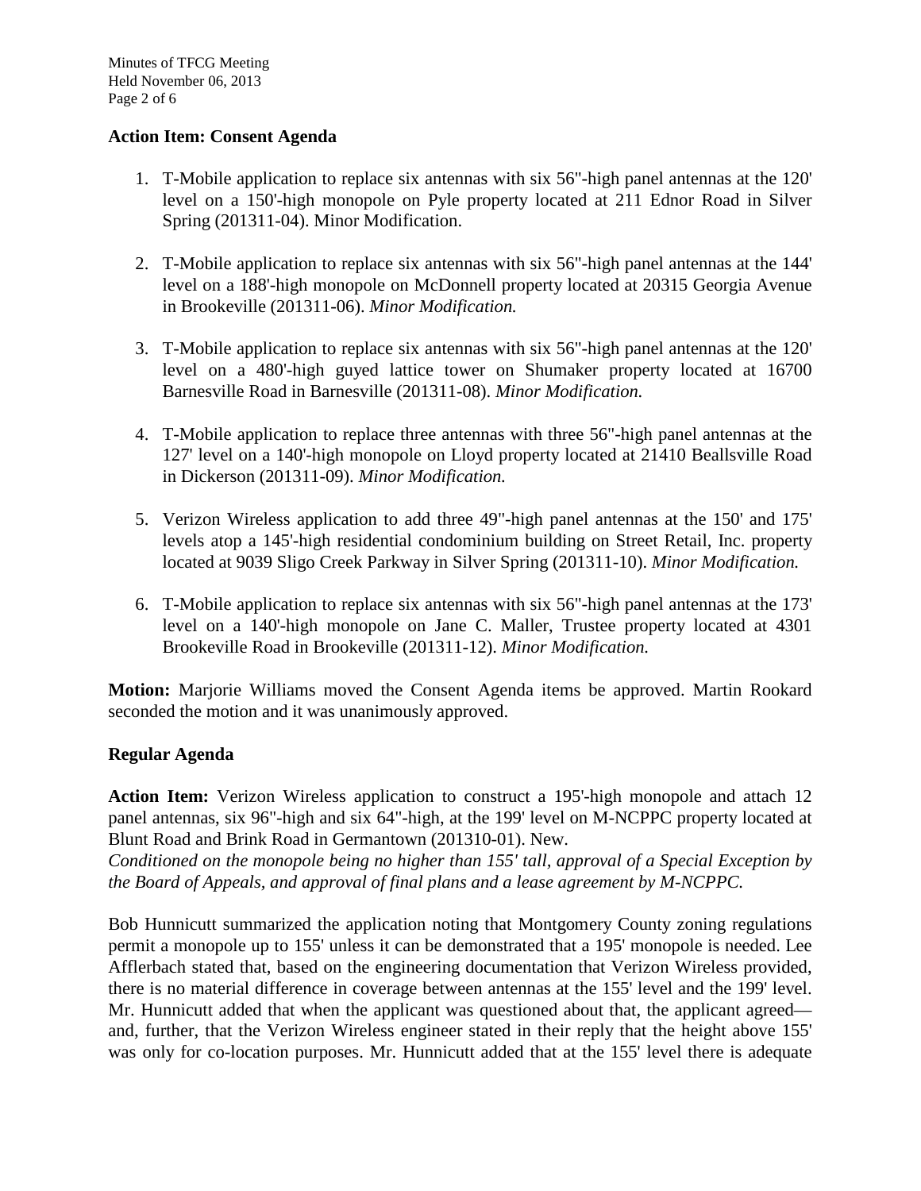**Action Item: Consent Agenda**

1. T-Mobile application to replace six antennas with six 56"-high panel antennas at the 120' level on a 150'-high monopole on Pyle property located at 211 Ednor Road in Silver Spring (201311-04). Minor Modification.

2. T-Mobile application to replace six antennas with six 56"-high panel antennas at the 144' level on a 188'-high monopole on McDonnell property located at 20315 Georgia Avenue in Brookeville (201311-06). *Minor Modification.*

3. T-Mobile application to replace six antennas with six 56"-high panel antennas at the 120' level on a 480'-high guyed lattice tower on Shumaker property located at 16700 Barnesville Road in Barnesville (201311-08). *Minor Modification.*

4. T-Mobile application to replace three antennas with three 56"-high panel antennas at the 127' level on a 140'-high monopole on Lloyd property located at 21410 Beallsville Road in Dickerson (201311-09). *Minor Modification.*

5. Verizon Wireless application to add three 49"-high panel antennas at the 150' and 175' levels atop a 145'-high residential condominium building on Street Retail, Inc. property located at 9039 Sligo Creek Parkway in Silver Spring (201311-10). *Minor Modification.*

6. T-Mobile application to replace six antennas with six 56"-high panel antennas at the 173' level on a 140'-high monopole on Jane C. Maller, Trustee property located at 4301 Brookeville Road in Brookeville (201311-12). *Minor Modification.*

**Motion:** Marjorie Williams moved the Consent Agenda items be approved. Martin Rookard seconded the motion and it was unanimously approved.

**Regular Agenda**

**Action Item:** Verizon Wireless application to construct a 195'-high monopole and attach 12 panel antennas, six 96"-high and six 64"-high, at the 199' level on M-NCPPC property located at Blunt Road and Brink Road in Germantown (201310-01). New.
*Conditioned on the monopole being no higher than 155' tall, approval of a Special Exception by the Board of Appeals, and approval of final plans and a lease agreement by M-NCPPC.*

Bob Hunnicutt summarized the application noting that Montgomery County zoning regulations permit a monopole up to 155' unless it can be demonstrated that a 195' monopole is needed. Lee Afflerbach stated that, based on the engineering documentation that Verizon Wireless provided, there is no material difference in coverage between antennas at the 155' level and the 199' level. Mr. Hunnicutt added that when the applicant was questioned about that, the applicant agreed—and, further, that the Verizon Wireless engineer stated in their reply that the height above 155' was only for co-location purposes. Mr. Hunnicutt added that at the 155' level there is adequate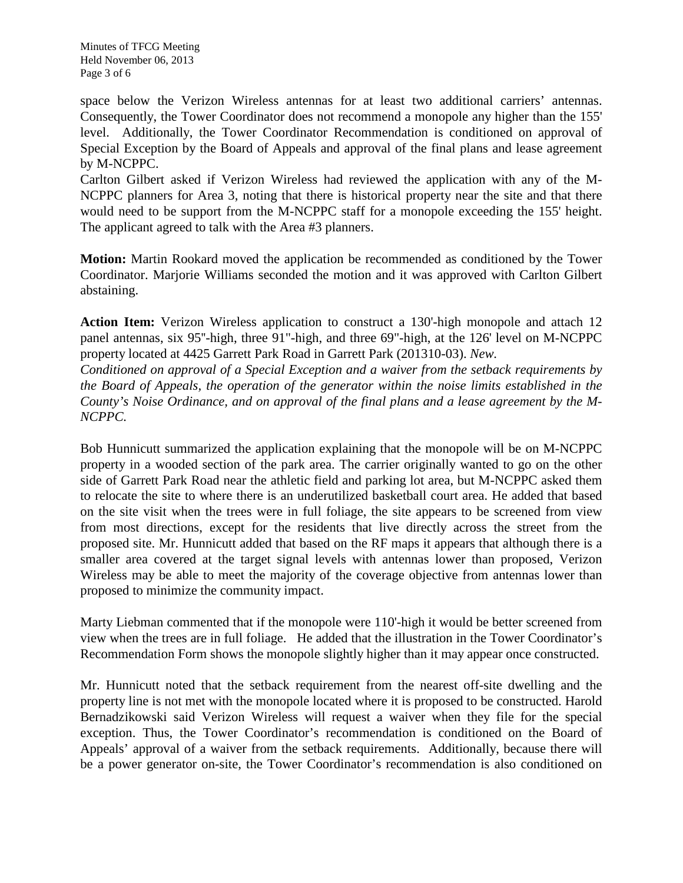space below the Verizon Wireless antennas for at least two additional carriers' antennas. Consequently, the Tower Coordinator does not recommend a monopole any higher than the 155' level. Additionally, the Tower Coordinator Recommendation is conditioned on approval of Special Exception by the Board of Appeals and approval of the final plans and lease agreement by M-NCPPC.

Carlton Gilbert asked if Verizon Wireless had reviewed the application with any of the M-NCPPC planners for Area 3, noting that there is historical property near the site and that there would need to be support from the M-NCPPC staff for a monopole exceeding the 155' height. The applicant agreed to talk with the Area #3 planners.

**Motion:** Martin Rookard moved the application be recommended as conditioned by the Tower Coordinator. Marjorie Williams seconded the motion and it was approved with Carlton Gilbert abstaining.

**Action Item:** Verizon Wireless application to construct a 130'-high monopole and attach 12 panel antennas, six 95"-high, three 91"-high, and three 69"-high, at the 126' level on M-NCPPC property located at 4425 Garrett Park Road in Garrett Park (201310-03). *New.*
*Conditioned on approval of a Special Exception and a waiver from the setback requirements by the Board of Appeals, the operation of the generator within the noise limits established in the County's Noise Ordinance, and on approval of the final plans and a lease agreement by the M-NCPPC.*

Bob Hunnicutt summarized the application explaining that the monopole will be on M-NCPPC property in a wooded section of the park area. The carrier originally wanted to go on the other side of Garrett Park Road near the athletic field and parking lot area, but M-NCPPC asked them to relocate the site to where there is an underutilized basketball court area. He added that based on the site visit when the trees were in full foliage, the site appears to be screened from view from most directions, except for the residents that live directly across the street from the proposed site. Mr. Hunnicutt added that based on the RF maps it appears that although there is a smaller area covered at the target signal levels with antennas lower than proposed, Verizon Wireless may be able to meet the majority of the coverage objective from antennas lower than proposed to minimize the community impact.

Marty Liebman commented that if the monopole were 110'-high it would be better screened from view when the trees are in full foliage. He added that the illustration in the Tower Coordinator's Recommendation Form shows the monopole slightly higher than it may appear once constructed.

Mr. Hunnicutt noted that the setback requirement from the nearest off-site dwelling and the property line is not met with the monopole located where it is proposed to be constructed. Harold Bernadzikowski said Verizon Wireless will request a waiver when they file for the special exception. Thus, the Tower Coordinator's recommendation is conditioned on the Board of Appeals' approval of a waiver from the setback requirements. Additionally, because there will be a power generator on-site, the Tower Coordinator's recommendation is also conditioned on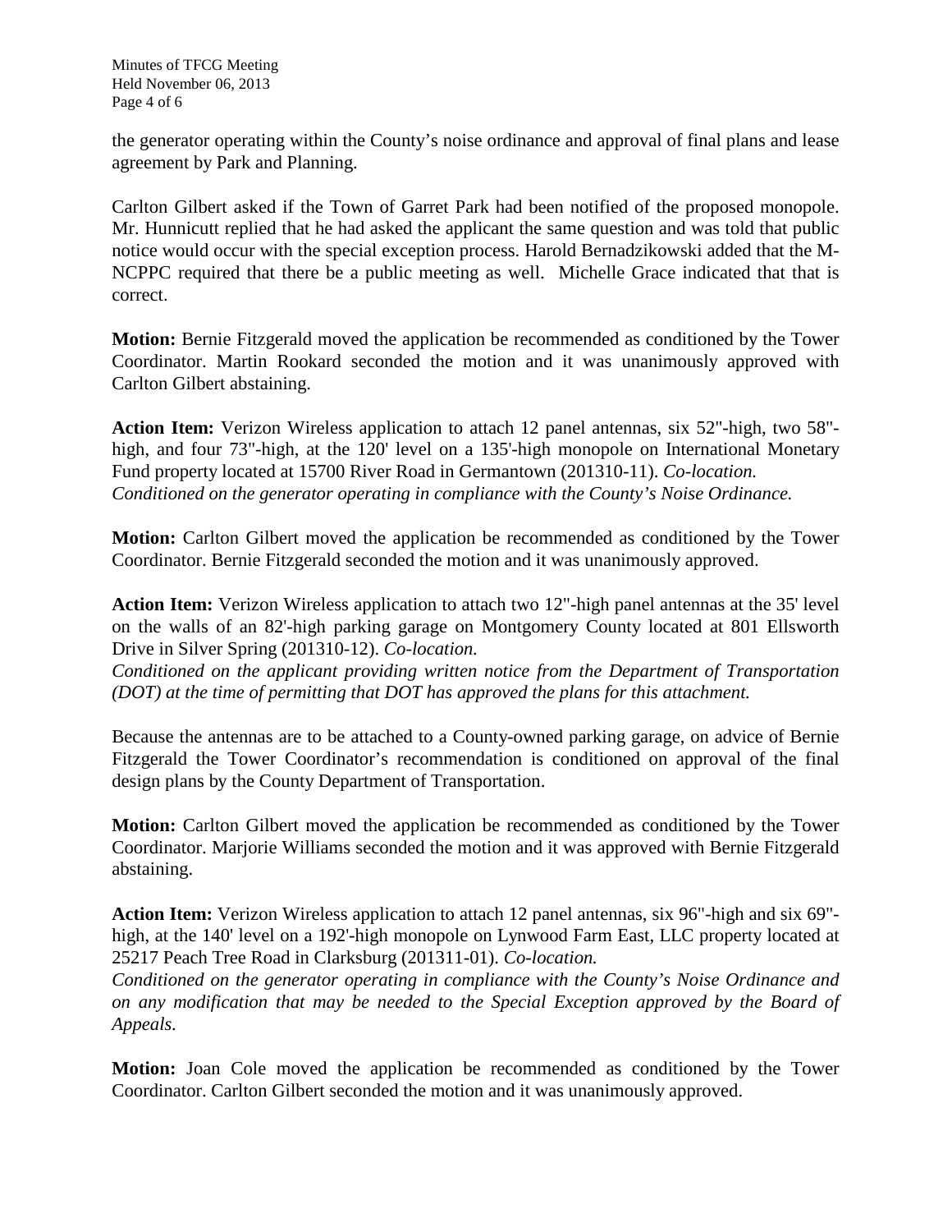the generator operating within the County's noise ordinance and approval of final plans and lease agreement by Park and Planning.

Carlton Gilbert asked if the Town of Garret Park had been notified of the proposed monopole. Mr. Hunnicutt replied that he had asked the applicant the same question and was told that public notice would occur with the special exception process. Harold Bernadzikowski added that the M-NCPPC required that there be a public meeting as well. Michelle Grace indicated that that is correct.

**Motion:** Bernie Fitzgerald moved the application be recommended as conditioned by the Tower Coordinator. Martin Rookard seconded the motion and it was unanimously approved with Carlton Gilbert abstaining.

**Action Item:** Verizon Wireless application to attach 12 panel antennas, six 52"-high, two 58"-high, and four 73"-high, at the 120' level on a 135'-high monopole on International Monetary Fund property located at 15700 River Road in Germantown (201310-11). *Co-location.*
*Conditioned on the generator operating in compliance with the County's Noise Ordinance.*

**Motion:** Carlton Gilbert moved the application be recommended as conditioned by the Tower Coordinator. Bernie Fitzgerald seconded the motion and it was unanimously approved.

**Action Item:** Verizon Wireless application to attach two 12"-high panel antennas at the 35' level on the walls of an 82'-high parking garage on Montgomery County located at 801 Ellsworth Drive in Silver Spring (201310-12). *Co-location.*
*Conditioned on the applicant providing written notice from the Department of Transportation (DOT) at the time of permitting that DOT has approved the plans for this attachment.*

Because the antennas are to be attached to a County-owned parking garage, on advice of Bernie Fitzgerald the Tower Coordinator's recommendation is conditioned on approval of the final design plans by the County Department of Transportation.

**Motion:** Carlton Gilbert moved the application be recommended as conditioned by the Tower Coordinator. Marjorie Williams seconded the motion and it was approved with Bernie Fitzgerald abstaining.

**Action Item:** Verizon Wireless application to attach 12 panel antennas, six 96"-high and six 69"-high, at the 140' level on a 192'-high monopole on Lynwood Farm East, LLC property located at 25217 Peach Tree Road in Clarksburg (201311-01). *Co-location.*
*Conditioned on the generator operating in compliance with the County's Noise Ordinance and on any modification that may be needed to the Special Exception approved by the Board of Appeals.*

**Motion:** Joan Cole moved the application be recommended as conditioned by the Tower Coordinator. Carlton Gilbert seconded the motion and it was unanimously approved.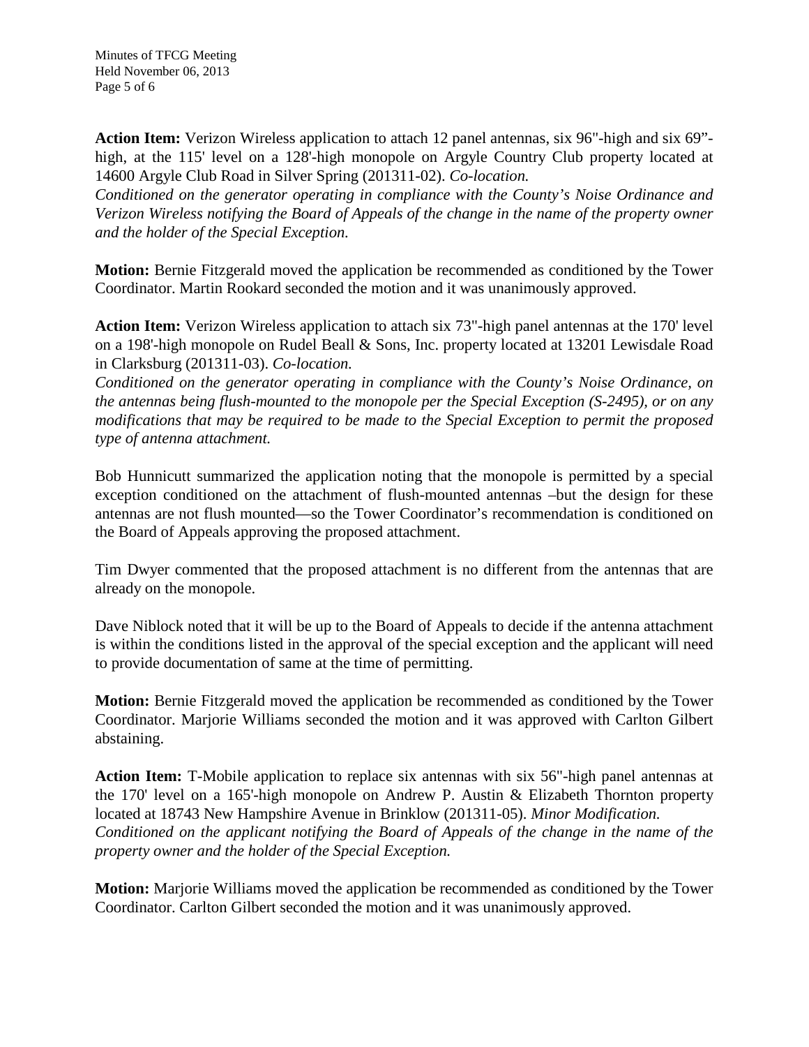**Action Item:** Verizon Wireless application to attach 12 panel antennas, six 96"-high and six 69"-high, at the 115' level on a 128'-high monopole on Argyle Country Club property located at 14600 Argyle Club Road in Silver Spring (201311-02). *Co-location.*
*Conditioned on the generator operating in compliance with the County's Noise Ordinance and Verizon Wireless notifying the Board of Appeals of the change in the name of the property owner and the holder of the Special Exception.*

**Motion:** Bernie Fitzgerald moved the application be recommended as conditioned by the Tower Coordinator. Martin Rookard seconded the motion and it was unanimously approved.

**Action Item:** Verizon Wireless application to attach six 73"-high panel antennas at the 170' level on a 198'-high monopole on Rudel Beall & Sons, Inc. property located at 13201 Lewisdale Road in Clarksburg (201311-03). *Co-location.*
*Conditioned on the generator operating in compliance with the County's Noise Ordinance, on the antennas being flush-mounted to the monopole per the Special Exception (S-2495), or on any modifications that may be required to be made to the Special Exception to permit the proposed type of antenna attachment.*

Bob Hunnicutt summarized the application noting that the monopole is permitted by a special exception conditioned on the attachment of flush-mounted antennas –but the design for these antennas are not flush mounted—so the Tower Coordinator's recommendation is conditioned on the Board of Appeals approving the proposed attachment.

Tim Dwyer commented that the proposed attachment is no different from the antennas that are already on the monopole.

Dave Niblock noted that it will be up to the Board of Appeals to decide if the antenna attachment is within the conditions listed in the approval of the special exception and the applicant will need to provide documentation of same at the time of permitting.

**Motion:** Bernie Fitzgerald moved the application be recommended as conditioned by the Tower Coordinator. Marjorie Williams seconded the motion and it was approved with Carlton Gilbert abstaining.

**Action Item:** T-Mobile application to replace six antennas with six 56"-high panel antennas at the 170' level on a 165'-high monopole on Andrew P. Austin & Elizabeth Thornton property located at 18743 New Hampshire Avenue in Brinklow (201311-05). *Minor Modification.*
*Conditioned on the applicant notifying the Board of Appeals of the change in the name of the property owner and the holder of the Special Exception.*

**Motion:** Marjorie Williams moved the application be recommended as conditioned by the Tower Coordinator. Carlton Gilbert seconded the motion and it was unanimously approved.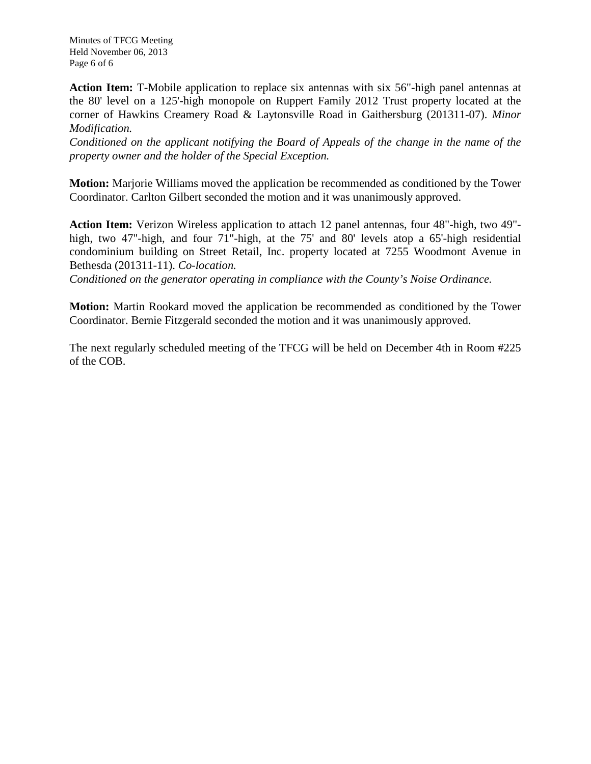**Action Item:** T-Mobile application to replace six antennas with six 56"-high panel antennas at the 80' level on a 125'-high monopole on Ruppert Family 2012 Trust property located at the corner of Hawkins Creamery Road & Laytonsville Road in Gaithersburg (201311-07). *Minor Modification.*
*Conditioned on the applicant notifying the Board of Appeals of the change in the name of the property owner and the holder of the Special Exception.*

**Motion:** Marjorie Williams moved the application be recommended as conditioned by the Tower Coordinator. Carlton Gilbert seconded the motion and it was unanimously approved.

**Action Item:** Verizon Wireless application to attach 12 panel antennas, four 48"-high, two 49"-high, two 47"-high, and four 71"-high, at the 75' and 80' levels atop a 65'-high residential condominium building on Street Retail, Inc. property located at 7255 Woodmont Avenue in Bethesda (201311-11). *Co-location.*
*Conditioned on the generator operating in compliance with the County's Noise Ordinance.*

**Motion:** Martin Rookard moved the application be recommended as conditioned by the Tower Coordinator. Bernie Fitzgerald seconded the motion and it was unanimously approved.

The next regularly scheduled meeting of the TFCG will be held on December 4th in Room #225 of the COB.